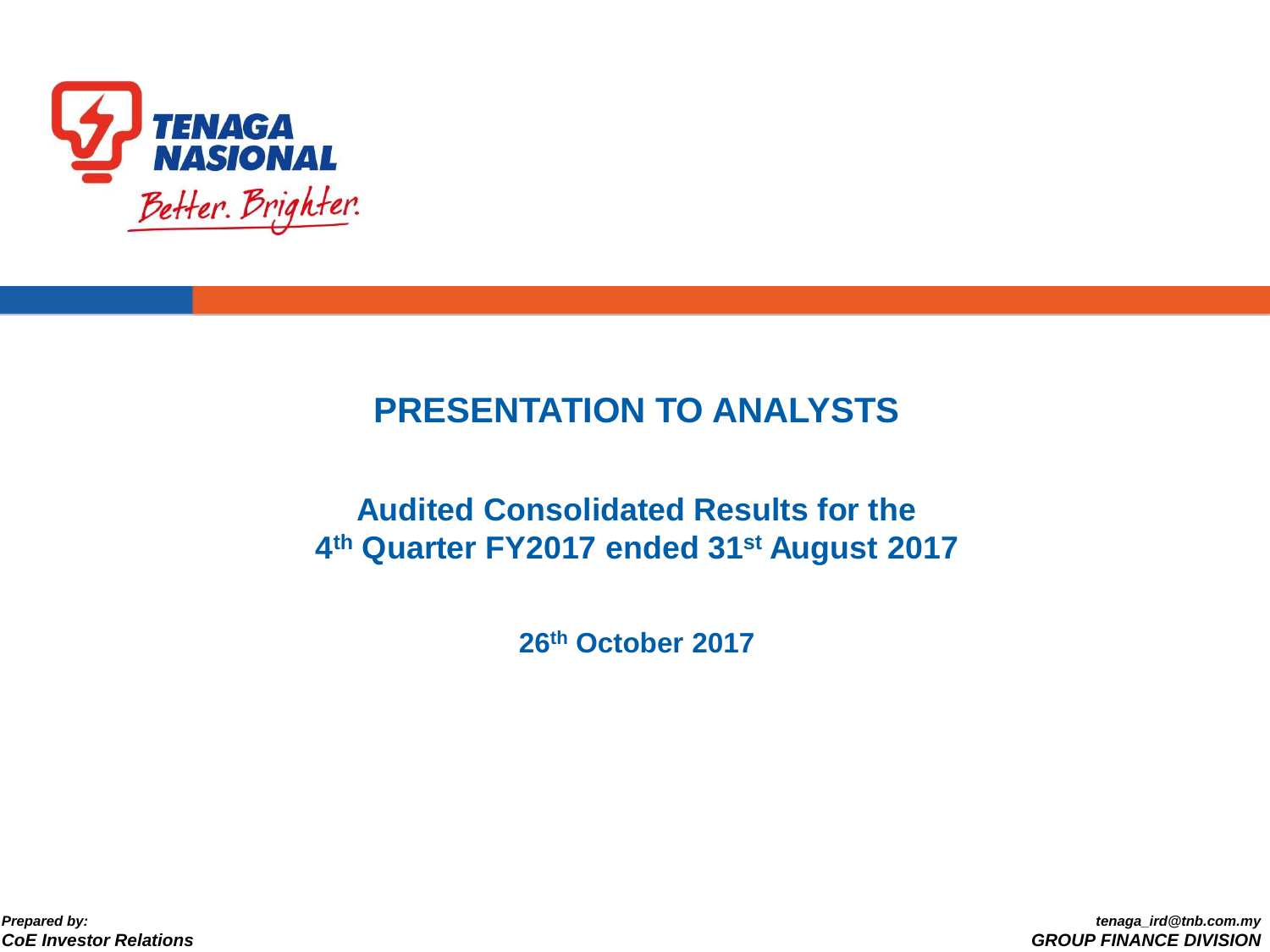TENAGA NASIONAL

*Better. Brighter.*

# PRESENTATION TO ANALYSTS

## Audited Consolidated Results for the 4th Quarter FY2017 ended 31st August 2017

**26th October 2017**

***Prepared by:***
***CoE Investor Relations***

***tenaga_ird@tnb.com.my***
***GROUP FINANCE DIVISION***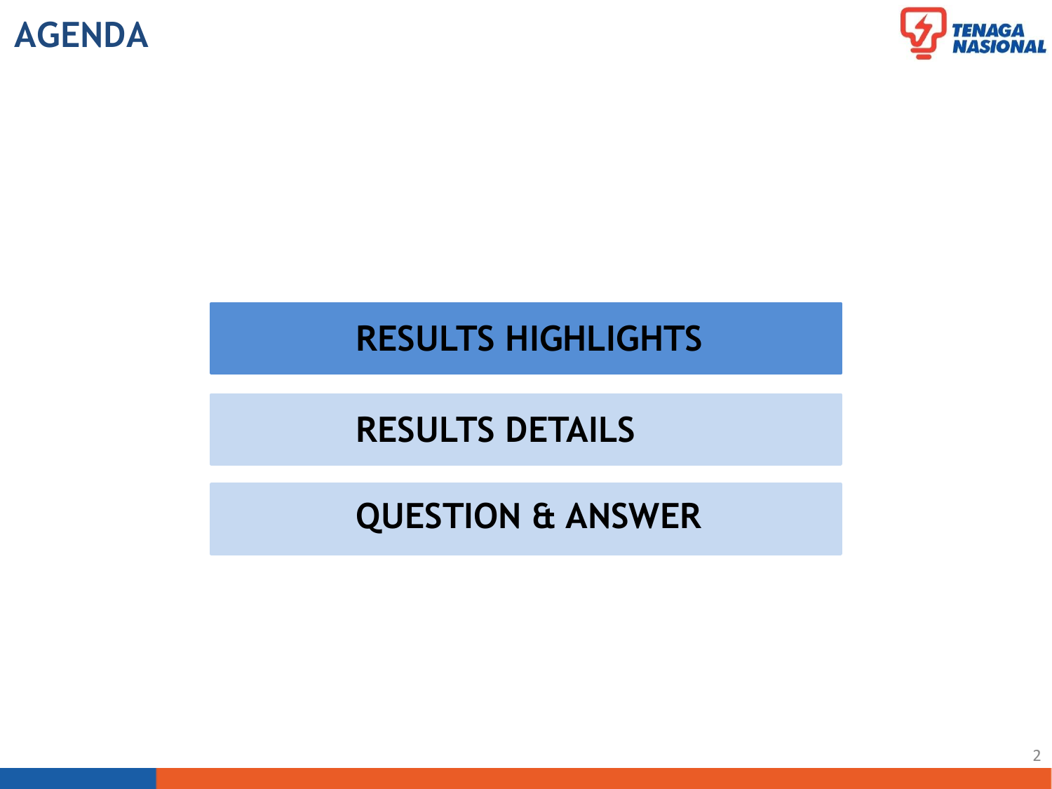# AGENDA

- RESULTS HIGHLIGHTS
- RESULTS DETAILS
- QUESTION & ANSWER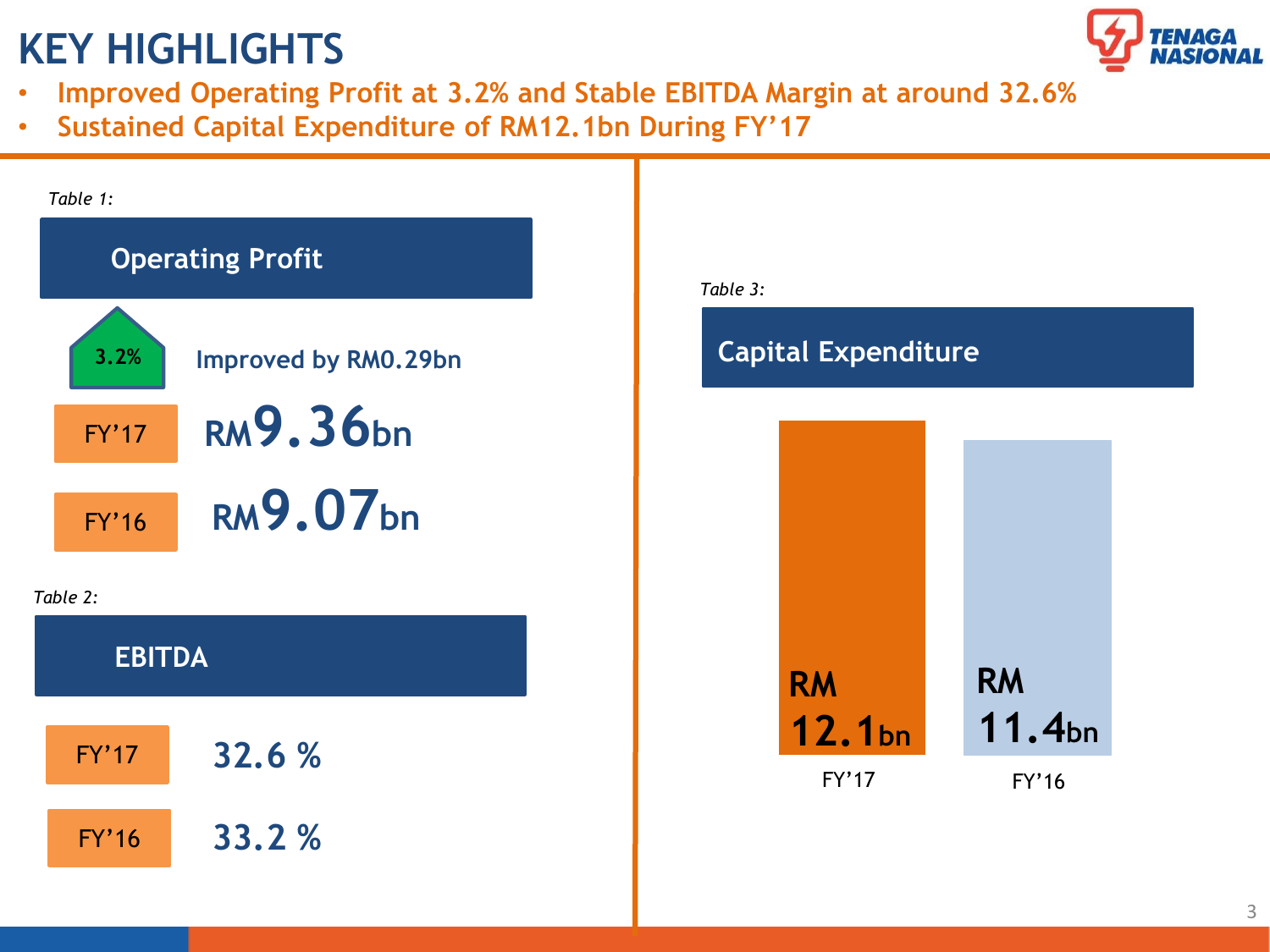# KEY HIGHLIGHTS

- **Improved Operating Profit at 3.2% and Stable EBITDA Margin at around 32.6%**
- **Sustained Capital Expenditure of RM12.1bn During FY'17**

*Table 1:*

## Operating Profit

3.2% Improved by RM0.29bn

| | |
|---|---|
| FY'17 | RM9.36bn |
| FY'16 | RM9.07bn |

*Table 2:*

## EBITDA

| | |
|---|---|
| FY'17 | 32.6 % |
| FY'16 | 33.2 % |

*Table 3:*

## Capital Expenditure

| FY'17 | FY'16 |
|---|---|
| RM 12.1bn | RM 11.4bn |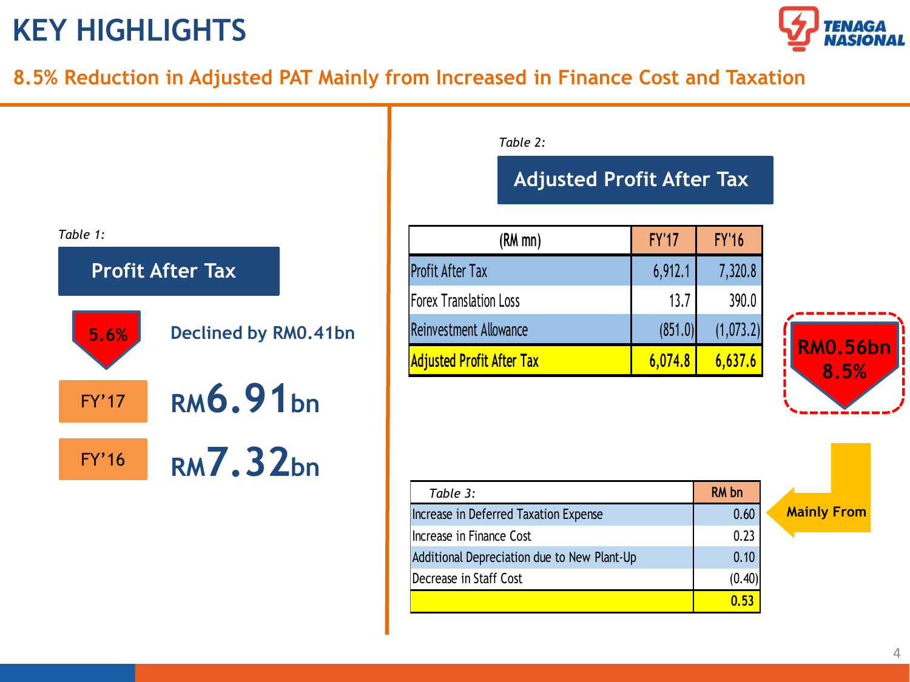# KEY HIGHLIGHTS

## 8.5% Reduction in Adjusted PAT Mainly from Increased in Finance Cost and Taxation

*Table 1:*

**Profit After Tax**

5.6% — Declined by RM0.41bn

| | |
|---|---|
| FY'17 | RM6.91bn |
| FY'16 | RM7.32bn |

*Table 2:*

**Adjusted Profit After Tax**

| (RM mn) | FY'17 | FY'16 |
|---|---|---|
| Profit After Tax | 6,912.1 | 7,320.8 |
| Forex Translation Loss | 13.7 | 390.0 |
| Reinvestment Allowance | (851.0) | (1,073.2) |
| **Adjusted Profit After Tax** | **6,074.8** | **6,637.6** |

RM0.56bn 8.5%

| *Table 3:* | RM bn |
|---|---|
| Increase in Deferred Taxation Expense | 0.60 |
| Increase in Finance Cost | 0.23 |
| Additional Depreciation due to New Plant-Up | 0.10 |
| Decrease in Staff Cost | (0.40) |
| | **0.53** |

Mainly From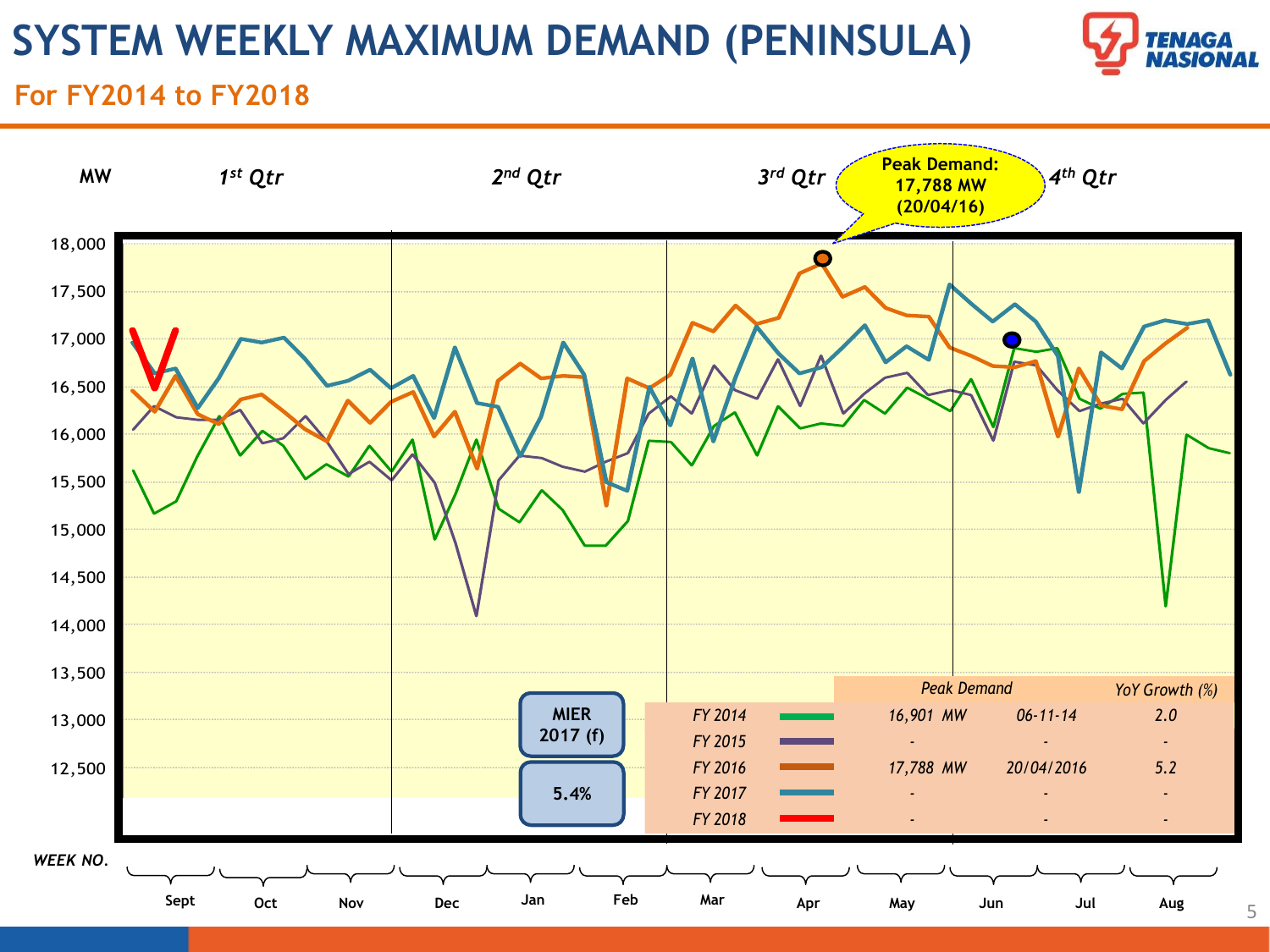# SYSTEM WEEKLY MAXIMUM DEMAND (PENINSULA)

## For FY2014 to FY2018

MW — 1st Qtr — 2nd Qtr — 3rd Qtr — 4th Qtr

**Peak Demand: 17,788 MW (20/04/16)**

**MIER 2017 (f)**

**5.4%**

| | | Peak Demand | | YoY Growth (%) |
|---|---|---|---|---|
| FY 2014 | | 16,901 MW | 06-11-14 | 2.0 |
| FY 2015 | | - | - | - |
| FY 2016 | | 17,788 MW | 20/04/2016 | 5.2 |
| FY 2017 | | - | - | - |
| FY 2018 | | - | - | - |

WEEK NO. — Sept, Oct, Nov, Dec, Jan, Feb, Mar, Apr, May, Jun, Jul, Aug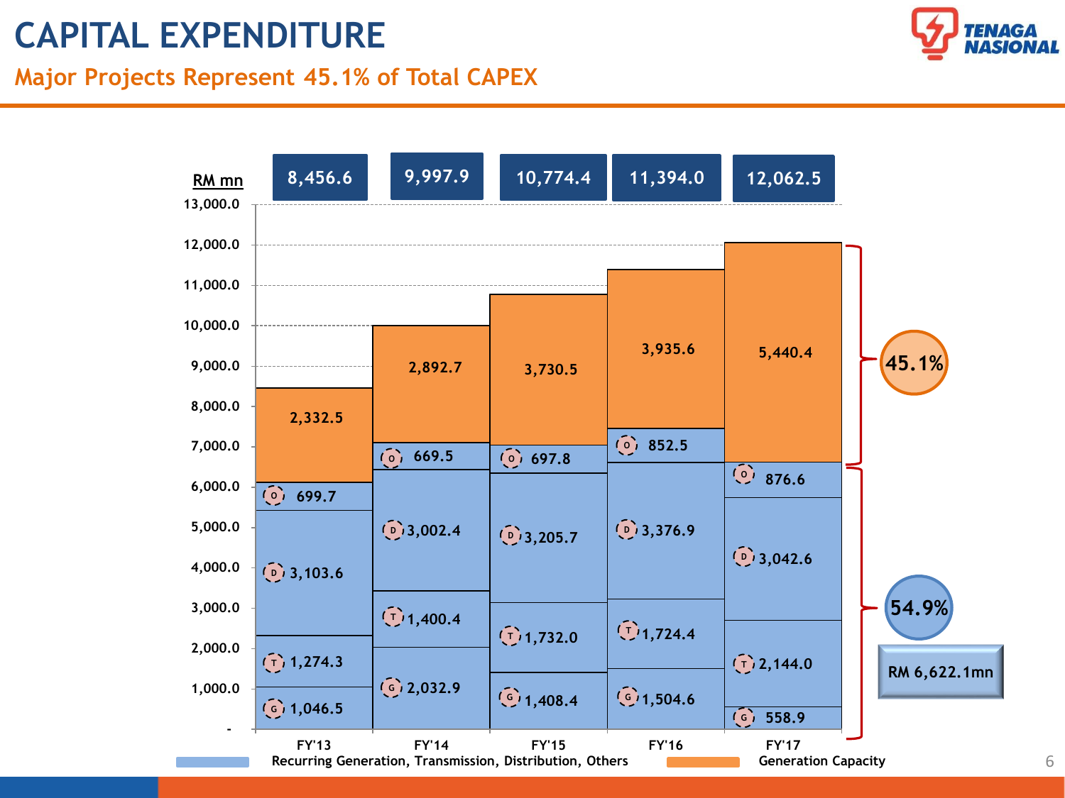# CAPITAL EXPENDITURE

## Major Projects Represent 45.1% of Total CAPEX

RM mn

| | FY'13 | FY'14 | FY'15 | FY'16 | FY'17 |
|---|---|---|---|---|---|
| Total | 8,456.6 | 9,997.9 | 10,774.4 | 11,394.0 | 12,062.5 |
| Generation Capacity | 2,332.5 | 2,892.7 | 3,730.5 | 3,935.6 | 5,440.4 |
| O | 699.7 | 669.5 | 697.8 | 852.5 | 876.6 |
| D | 3,103.6 | 3,002.4 | 3,205.7 | 3,376.9 | 3,042.6 |
| T | 1,274.3 | 1,400.4 | 1,732.0 | 1,724.4 | 2,144.0 |
| G | 1,046.5 | 2,032.9 | 1,408.4 | 1,504.6 | 558.9 |

FY'17: Generation Capacity 45.1%; Recurring Generation, Transmission, Distribution, Others 54.9% (RM 6,622.1mn)

Legend: Recurring Generation, Transmission, Distribution, Others | Generation Capacity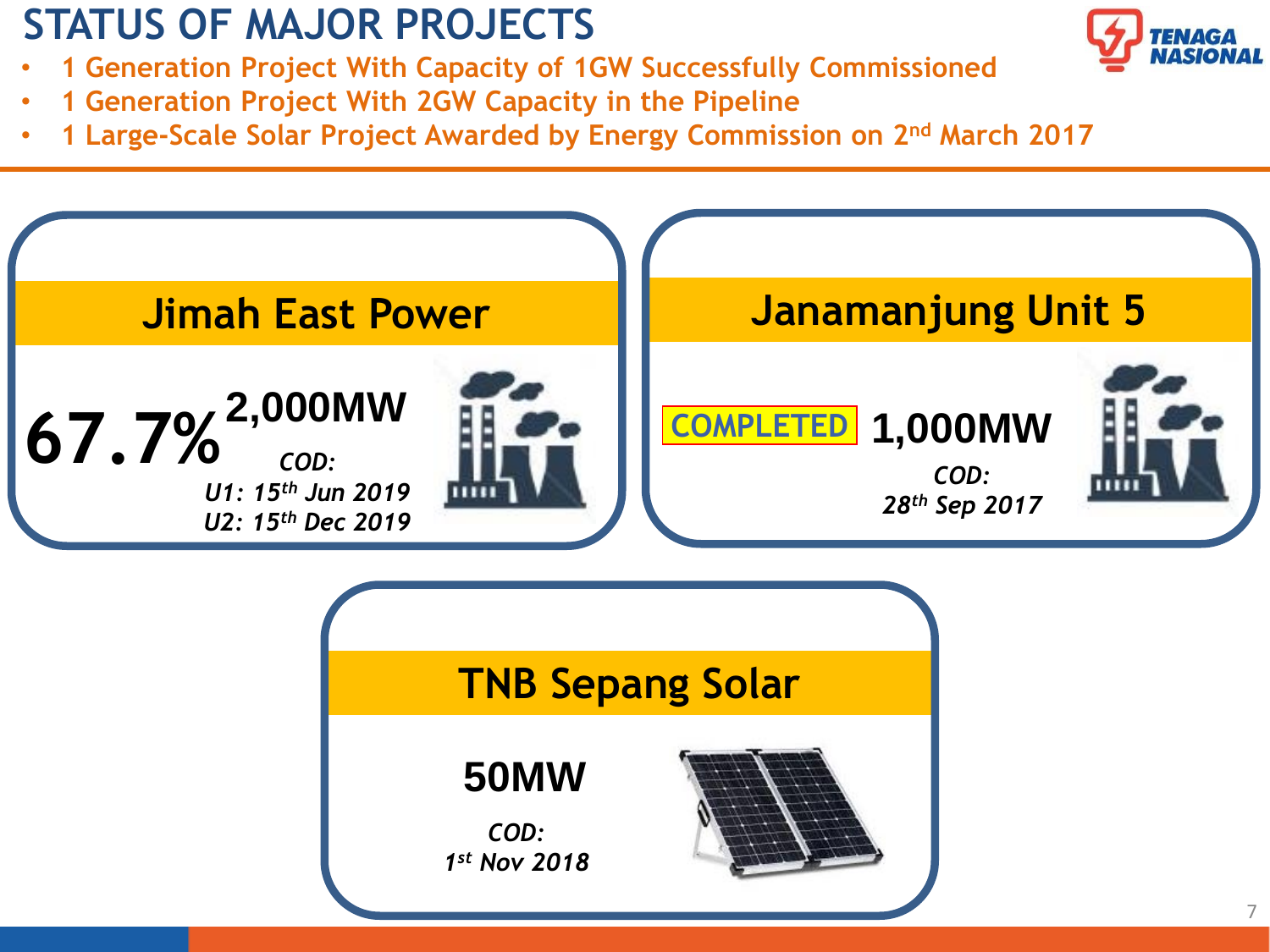# STATUS OF MAJOR PROJECTS

- 1 Generation Project With Capacity of 1GW Successfully Commissioned
- 1 Generation Project With 2GW Capacity in the Pipeline
- 1 Large-Scale Solar Project Awarded by Energy Commission on 2nd March 2017

## Jimah East Power

**67.7%** **2,000MW**

*COD:*
*U1: 15th Jun 2019*
*U2: 15th Dec 2019*

## Janamanjung Unit 5

COMPLETED **1,000MW**

*COD:*
*28th Sep 2017*

## TNB Sepang Solar

**50MW**

*COD:*
*1st Nov 2018*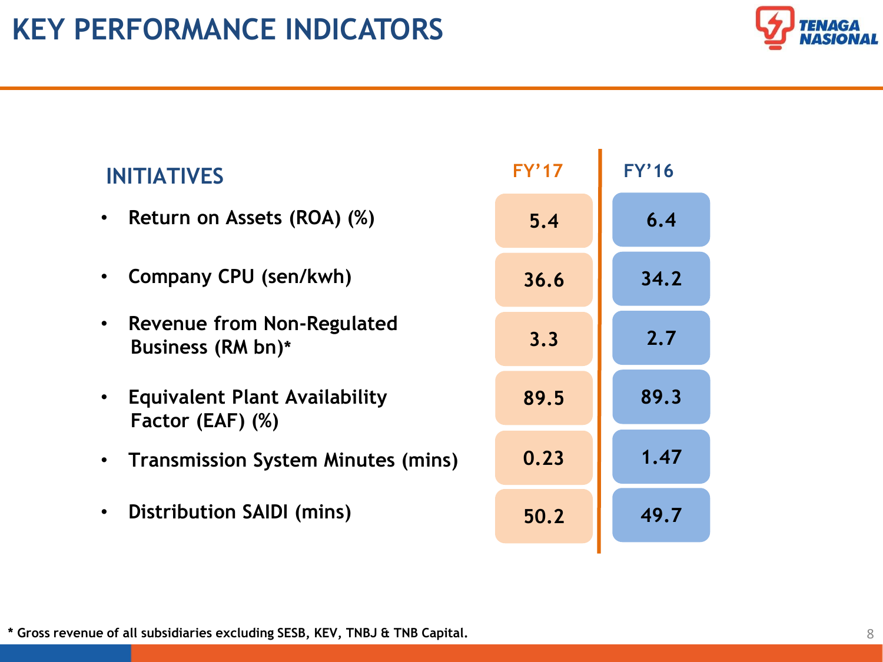# KEY PERFORMANCE INDICATORS

| INITIATIVES | FY'17 | FY'16 |
|---|---|---|
| Return on Assets (ROA) (%) | 5.4 | 6.4 |
| Company CPU (sen/kwh) | 36.6 | 34.2 |
| Revenue from Non-Regulated Business (RM bn)* | 3.3 | 2.7 |
| Equivalent Plant Availability Factor (EAF) (%) | 89.5 | 89.3 |
| Transmission System Minutes (mins) | 0.23 | 1.47 |
| Distribution SAIDI (mins) | 50.2 | 49.7 |

**\* Gross revenue of all subsidiaries excluding SESB, KEV, TNBJ & TNB Capital.**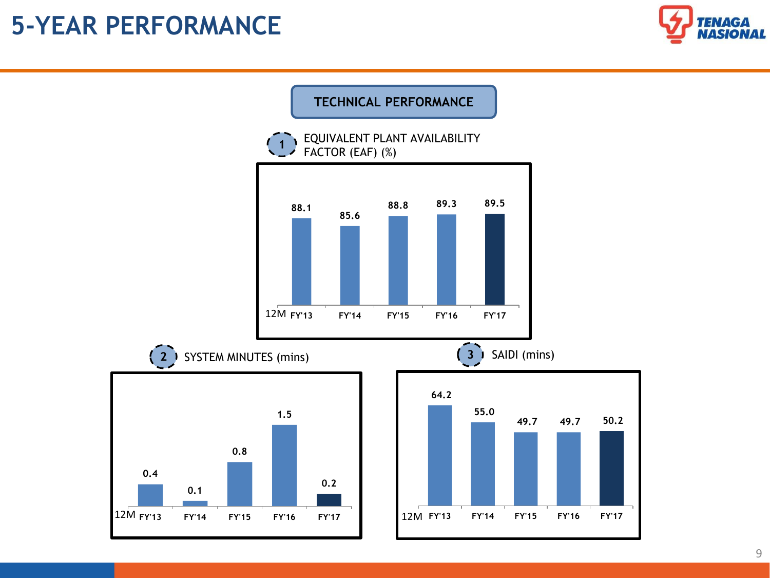# 5-YEAR PERFORMANCE

## TECHNICAL PERFORMANCE

### 1 EQUIVALENT PLANT AVAILABILITY FACTOR (EAF) (%)

| 12M | FY'13 | FY'14 | FY'15 | FY'16 | FY'17 |
|---|---|---|---|---|---|
| EAF (%) | 88.1 | 85.6 | 88.8 | 89.3 | 89.5 |

### 2 SYSTEM MINUTES (mins)

| 12M | FY'13 | FY'14 | FY'15 | FY'16 | FY'17 |
|---|---|---|---|---|---|
| System Minutes (mins) | 0.4 | 0.1 | 0.8 | 1.5 | 0.2 |

### 3 SAIDI (mins)

| 12M | FY'13 | FY'14 | FY'15 | FY'16 | FY'17 |
|---|---|---|---|---|---|
| SAIDI (mins) | 64.2 | 55.0 | 49.7 | 49.7 | 50.2 |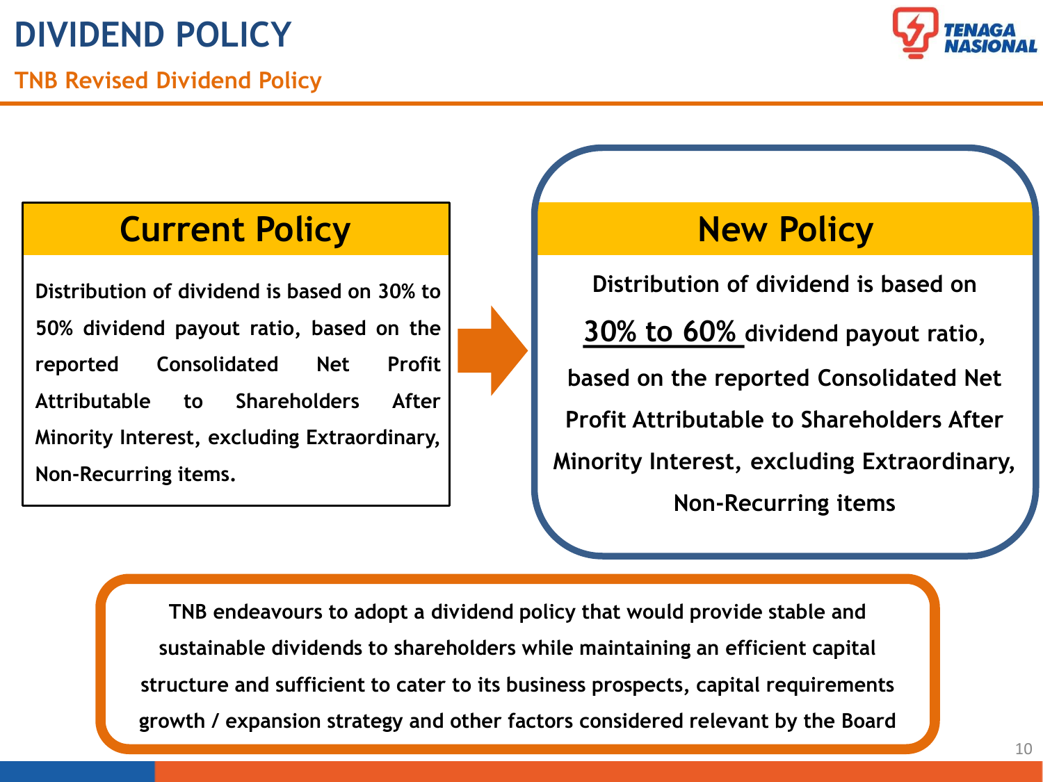# DIVIDEND POLICY

## TNB Revised Dividend Policy

### Current Policy

Distribution of dividend is based on 30% to 50% dividend payout ratio, based on the reported Consolidated Net Profit Attributable to Shareholders After Minority Interest, excluding Extraordinary, Non-Recurring items.

### New Policy

Distribution of dividend is based on **30% to 60%** dividend payout ratio, based on the reported Consolidated Net Profit Attributable to Shareholders After Minority Interest, excluding Extraordinary, Non-Recurring items

TNB endeavours to adopt a dividend policy that would provide stable and sustainable dividends to shareholders while maintaining an efficient capital structure and sufficient to cater to its business prospects, capital requirements growth / expansion strategy and other factors considered relevant by the Board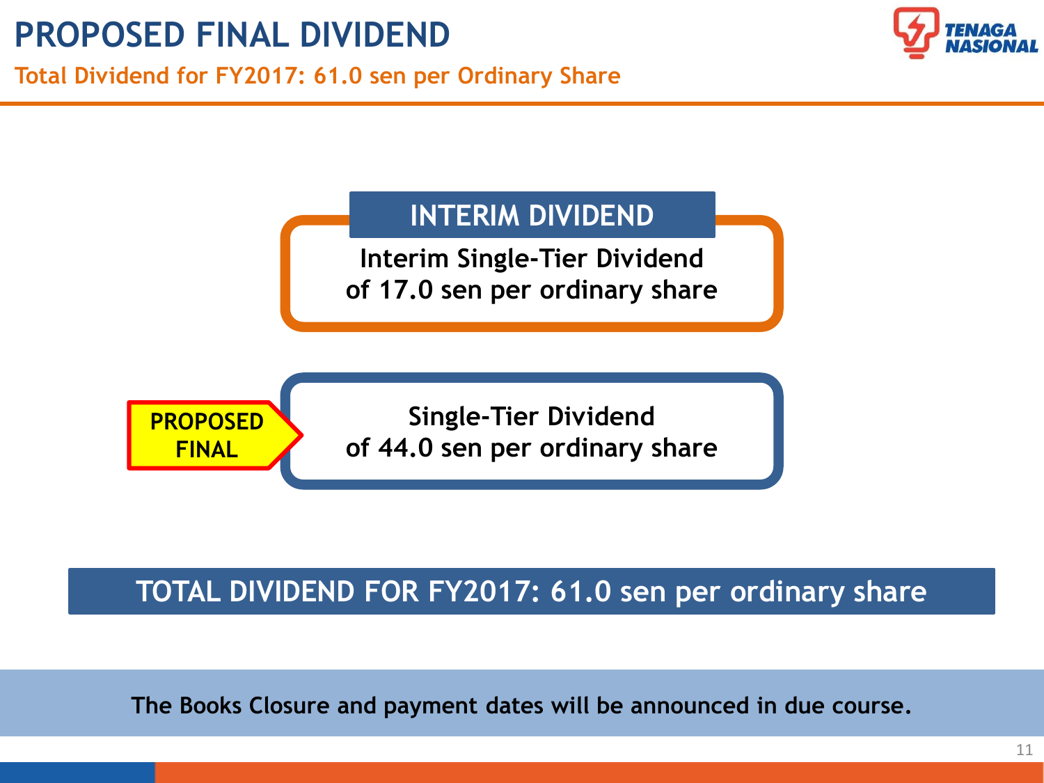# PROPOSED FINAL DIVIDEND

## Total Dividend for FY2017: 61.0 sen per Ordinary Share

### INTERIM DIVIDEND

Interim Single-Tier Dividend of 17.0 sen per ordinary share

### PROPOSED FINAL

Single-Tier Dividend of 44.0 sen per ordinary share

**TOTAL DIVIDEND FOR FY2017: 61.0 sen per ordinary share**

**The Books Closure and payment dates will be announced in due course.**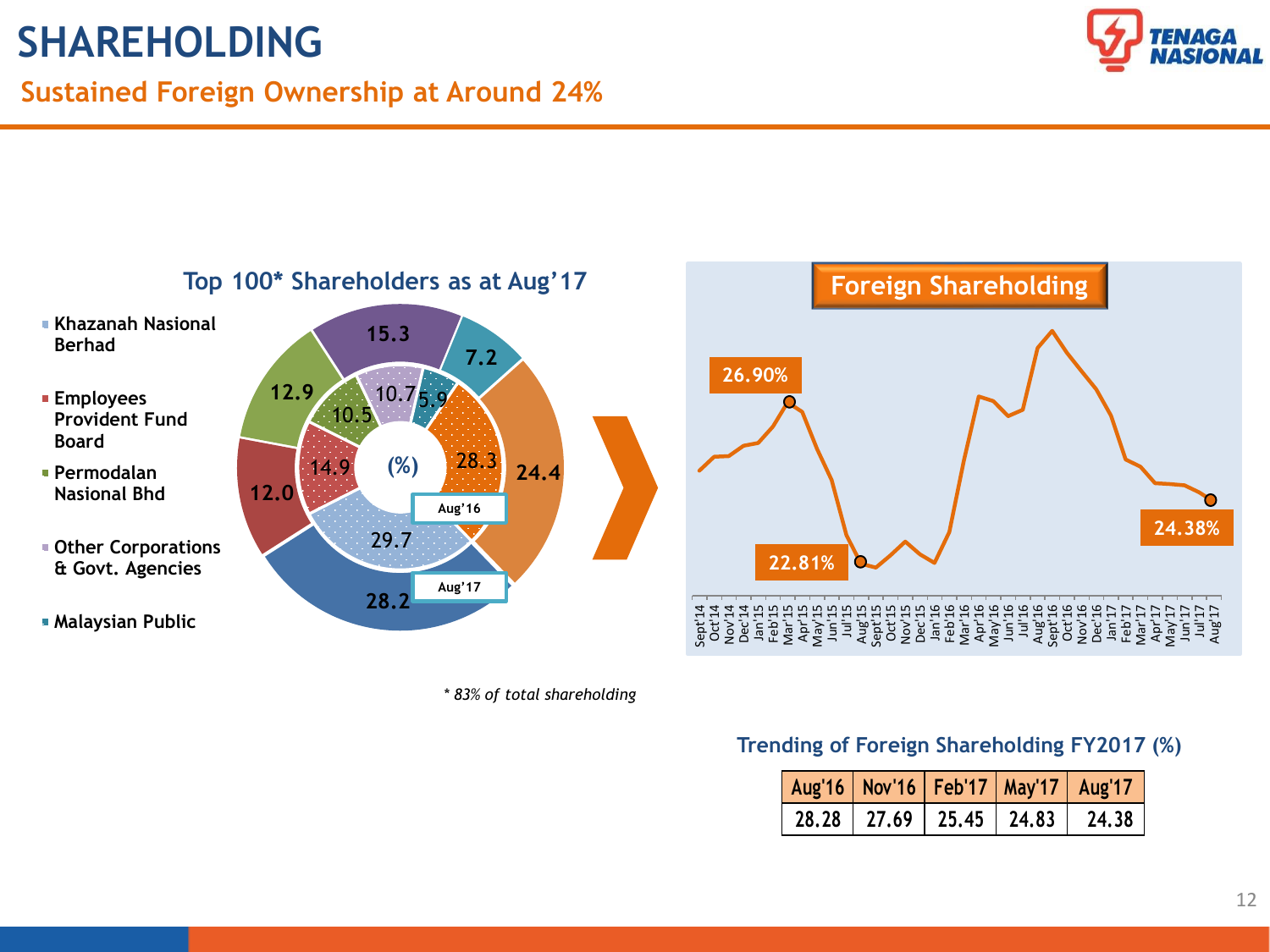# SHAREHOLDING

## Sustained Foreign Ownership at Around 24%

### Top 100* Shareholders as as at Aug'17

- Khazanah Nasional Berhad
- Employees Provident Fund Board
- Permodalan Nasional Bhd
- Other Corporations & Govt. Agencies
- Malaysian Public

(%)

| | Aug'16 | Aug'17 |
|---|---|---|
| | 29.7 | 28.2 |
| | 14.9 | 12.0 |
| | 10.5 | 12.9 |
| | 10.7 | 15.3 |
| | 5.9 | 7.2 |
| | 28.3 | 24.4 |

*\* 83% of total shareholding*

### Foreign Shareholding

26.90% (Mar'15), 22.81% (Aug'15), 24.38% (Aug'17)

Sept'14, Oct'14, Nov'14, Dec'14, Jan'15, Feb'15, Mar'15, Apr'15, May'15, Jun'15, Jul'15, Aug'15, Sept'15, Oct'15, Nov'15, Dec'15, Jan'16, Feb'16, Mar'16, Apr'16, May'16, Jun'16, Jul'16, Aug'16, Sept'16, Oct'16, Nov'16, Dec'16, Jan'17, Feb'17, Mar'17, Apr'17, May'17, Jun'17, Jul'17, Aug'17

### Trending of Foreign Shareholding FY2017 (%)

| Aug'16 | Nov'16 | Feb'17 | May'17 | Aug'17 |
|---|---|---|---|---|
| 28.28 | 27.69 | 25.45 | 24.83 | 24.38 |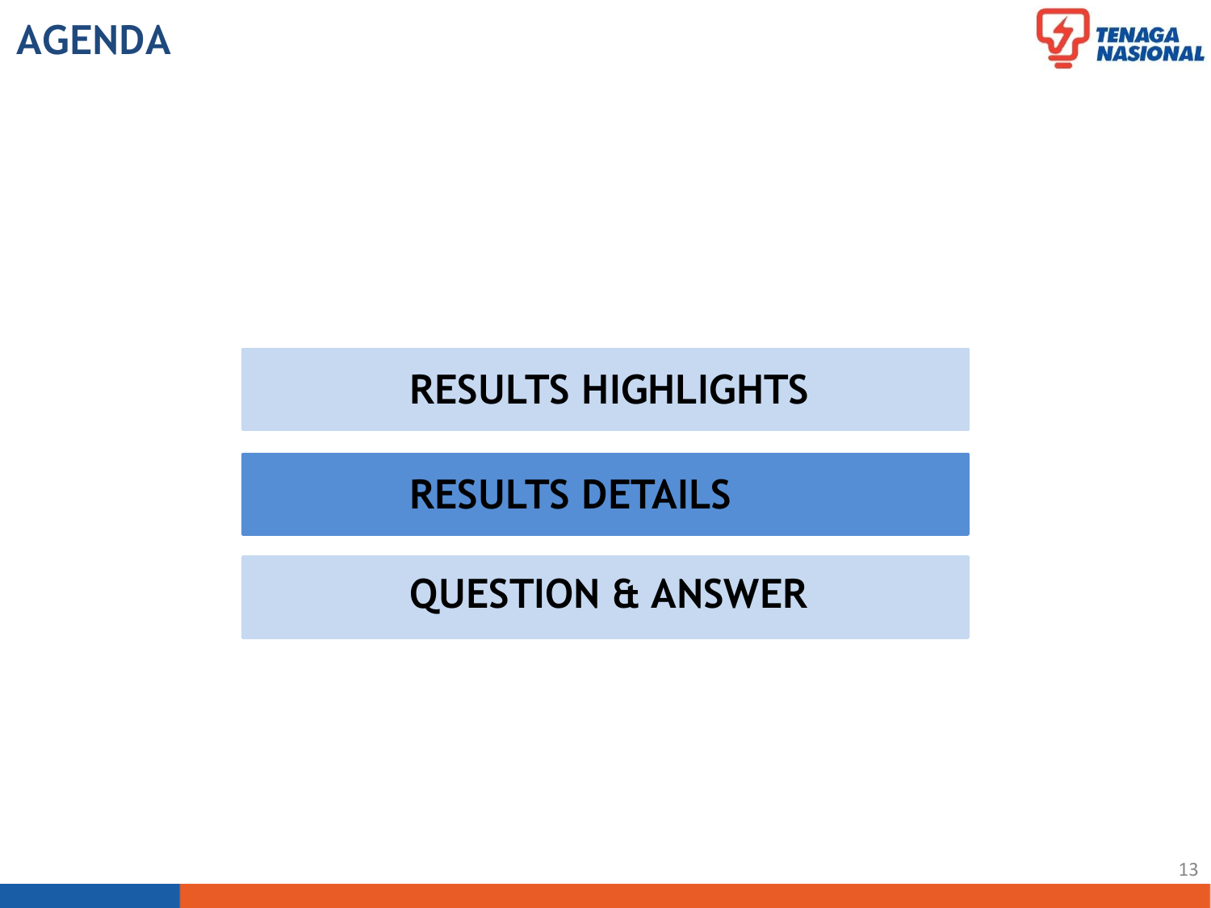# AGENDA

- RESULTS HIGHLIGHTS
- **RESULTS DETAILS**
- QUESTION & ANSWER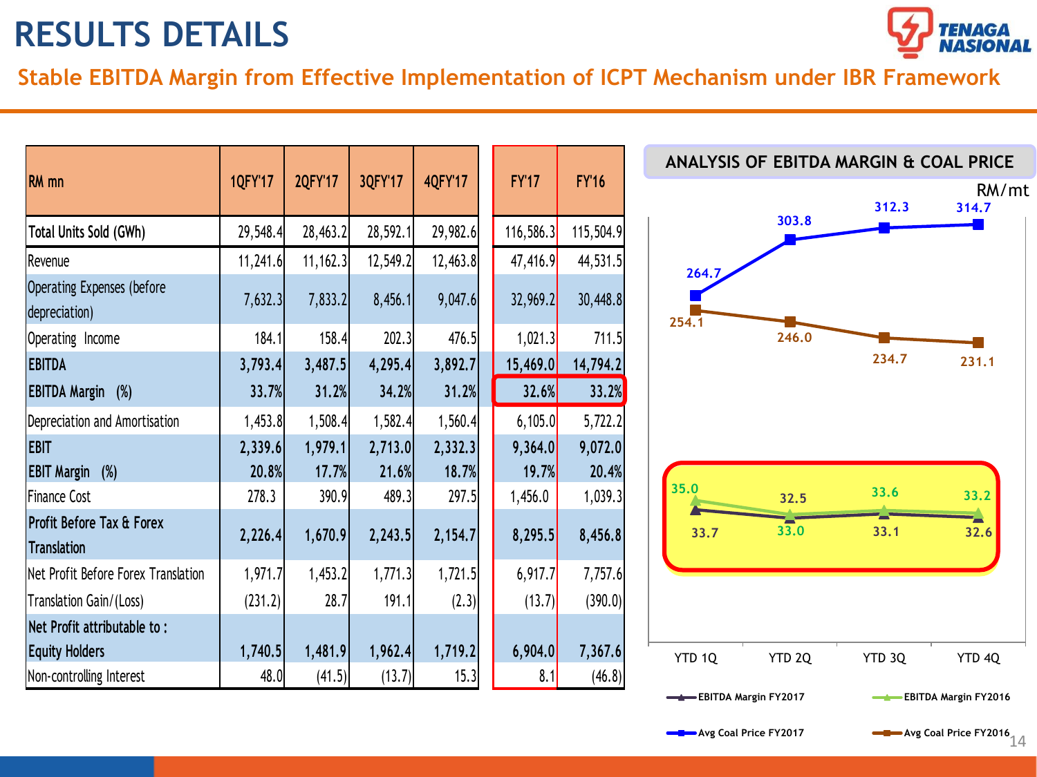# RESULTS DETAILS

## Stable EBITDA Margin from Effective Implementation of ICPT Mechanism under IBR Framework

| RM mn | 1QFY'17 | 2QFY'17 | 3QFY'17 | 4QFY'17 | FY'17 | FY'16 |
|---|---|---|---|---|---|---|
| **Total Units Sold (GWh)** | 29,548.4 | 28,463.2 | 28,592.1 | 29,982.6 | 116,586.3 | 115,504.9 |
| Revenue | 11,241.6 | 11,162.3 | 12,549.2 | 12,463.8 | 47,416.9 | 44,531.5 |
| Operating Expenses (before depreciation) | 7,632.3 | 7,833.2 | 8,456.1 | 9,047.6 | 32,969.2 | 30,448.8 |
| Operating Income | 184.1 | 158.4 | 202.3 | 476.5 | 1,021.3 | 711.5 |
| **EBITDA** | **3,793.4** | **3,487.5** | **4,295.4** | **3,892.7** | **15,469.0** | **14,794.2** |
| **EBITDA Margin (%)** | **33.7%** | **31.2%** | **34.2%** | **31.2%** | **32.6%** | **33.2%** |
| Depreciation and Amortisation | 1,453.8 | 1,508.4 | 1,582.4 | 1,560.4 | 6,105.0 | 5,722.2 |
| **EBIT** | **2,339.6** | **1,979.1** | **2,713.0** | **2,332.3** | **9,364.0** | **9,072.0** |
| **EBIT Margin (%)** | **20.8%** | **17.7%** | **21.6%** | **18.7%** | **19.7%** | **20.4%** |
| Finance Cost | 278.3 | 390.9 | 489.3 | 297.5 | 1,456.0 | 1,039.3 |
| **Profit Before Tax & Forex Translation** | **2,226.4** | **1,670.9** | **2,243.5** | **2,154.7** | **8,295.5** | **8,456.8** |
| Net Profit Before Forex Translation | 1,971.7 | 1,453.2 | 1,771.3 | 1,721.5 | 6,917.7 | 7,757.6 |
| Translation Gain/(Loss) | (231.2) | 28.7 | 191.1 | (2.3) | (13.7) | (390.0) |
| **Net Profit attributable to :** | | | | | | |
| **Equity Holders** | **1,740.5** | **1,481.9** | **1,962.4** | **1,719.2** | **6,904.0** | **7,367.6** |
| Non-controlling Interest | 48.0 | (41.5) | (13.7) | 15.3 | 8.1 | (46.8) |

### ANALYSIS OF EBITDA MARGIN & COAL PRICE

RM/mt

| | YTD 1Q | YTD 2Q | YTD 3Q | YTD 4Q |
|---|---|---|---|---|
| Avg Coal Price FY2017 | 264.7 | 303.8 | 312.3 | 314.7 |
| Avg Coal Price FY2016 | 254.1 | 246.0 | 234.7 | 231.1 |
| EBITDA Margin FY2017 | 33.7 | 32.5 | 33.1 | 32.6 |
| EBITDA Margin FY2016 | 35.0 | 33.0 | 33.6 | 33.2 |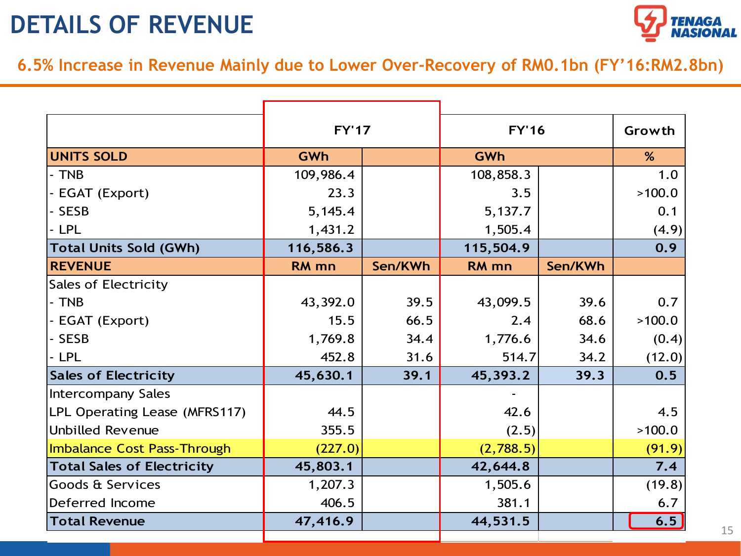# DETAILS OF REVENUE

## 6.5% Increase in Revenue Mainly due to Lower Over-Recovery of RM0.1bn (FY'16:RM2.8bn)

| | FY'17 | | FY'16 | | Growth |
|---|---|---|---|---|---|
| **UNITS SOLD** | **GWh** | | **GWh** | | **%** |
| - TNB | 109,986.4 | | 108,858.3 | | 1.0 |
| - EGAT (Export) | 23.3 | | 3.5 | | >100.0 |
| - SESB | 5,145.4 | | 5,137.7 | | 0.1 |
| - LPL | 1,431.2 | | 1,505.4 | | (4.9) |
| **Total Units Sold (GWh)** | **116,586.3** | | **115,504.9** | | **0.9** |
| **REVENUE** | **RM mn** | **Sen/KWh** | **RM mn** | **Sen/KWh** | |
| Sales of Electricity | | | | | |
| - TNB | 43,392.0 | 39.5 | 43,099.5 | 39.6 | 0.7 |
| - EGAT (Export) | 15.5 | 66.5 | 2.4 | 68.6 | >100.0 |
| - SESB | 1,769.8 | 34.4 | 1,776.6 | 34.6 | (0.4) |
| - LPL | 452.8 | 31.6 | 514.7 | 34.2 | (12.0) |
| **Sales of Electricity** | **45,630.1** | **39.1** | **45,393.2** | **39.3** | **0.5** |
| Intercompany Sales | | | - | | |
| LPL Operating Lease (MFRS117) | 44.5 | | 42.6 | | 4.5 |
| Unbilled Revenue | 355.5 | | (2.5) | | >100.0 |
| Imbalance Cost Pass-Through | (227.0) | | (2,788.5) | | (91.9) |
| **Total Sales of Electricity** | **45,803.1** | | **42,644.8** | | **7.4** |
| Goods & Services | 1,207.3 | | 1,505.6 | | (19.8) |
| Deferred Income | 406.5 | | 381.1 | | 6.7 |
| **Total Revenue** | **47,416.9** | | **44,531.5** | | **6.5** |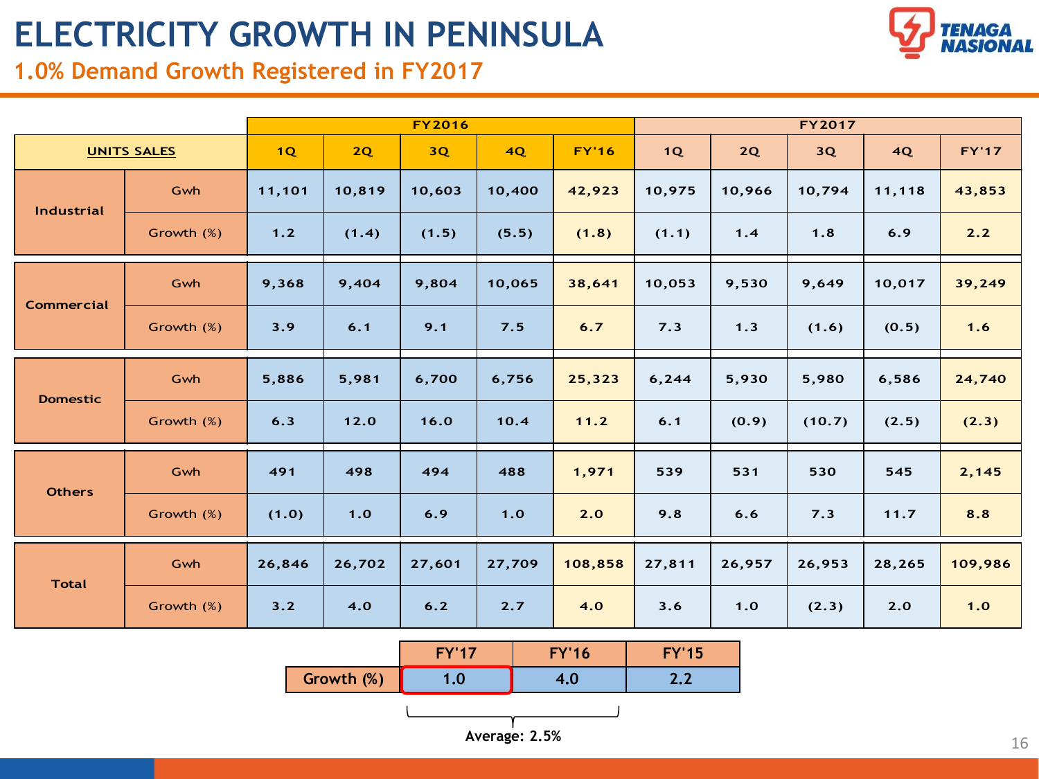# ELECTRICITY GROWTH IN PENINSULA

## 1.0% Demand Growth Registered in FY2017

| UNITS SALES | | FY2016 1Q | FY2016 2Q | FY2016 3Q | FY2016 4Q | FY'16 | FY2017 1Q | FY2017 2Q | FY2017 3Q | FY2017 4Q | FY'17 |
|---|---|---|---|---|---|---|---|---|---|---|---|
| Industrial | Gwh | 11,101 | 10,819 | 10,603 | 10,400 | 42,923 | 10,975 | 10,966 | 10,794 | 11,118 | 43,853 |
| | Growth (%) | 1.2 | (1.4) | (1.5) | (5.5) | (1.8) | (1.1) | 1.4 | 1.8 | 6.9 | 2.2 |
| Commercial | Gwh | 9,368 | 9,404 | 9,804 | 10,065 | 38,641 | 10,053 | 9,530 | 9,649 | 10,017 | 39,249 |
| | Growth (%) | 3.9 | 6.1 | 9.1 | 7.5 | 6.7 | 7.3 | 1.3 | (1.6) | (0.5) | 1.6 |
| Domestic | Gwh | 5,886 | 5,981 | 6,700 | 6,756 | 25,323 | 6,244 | 5,930 | 5,980 | 6,586 | 24,740 |
| | Growth (%) | 6.3 | 12.0 | 16.0 | 10.4 | 11.2 | 6.1 | (0.9) | (10.7) | (2.5) | (2.3) |
| Others | Gwh | 491 | 498 | 494 | 488 | 1,971 | 539 | 531 | 530 | 545 | 2,145 |
| | Growth (%) | (1.0) | 1.0 | 6.9 | 1.0 | 2.0 | 9.8 | 6.6 | 7.3 | 11.7 | 8.8 |
| Total | Gwh | 26,846 | 26,702 | 27,601 | 27,709 | 108,858 | 27,811 | 26,957 | 26,953 | 28,265 | 109,986 |
| | Growth (%) | 3.2 | 4.0 | 6.2 | 2.7 | 4.0 | 3.6 | 1.0 | (2.3) | 2.0 | 1.0 |

| | FY'17 | FY'16 | FY'15 |
|---|---|---|---|
| Growth (%) | 1.0 | 4.0 | 2.2 |

Average: 2.5%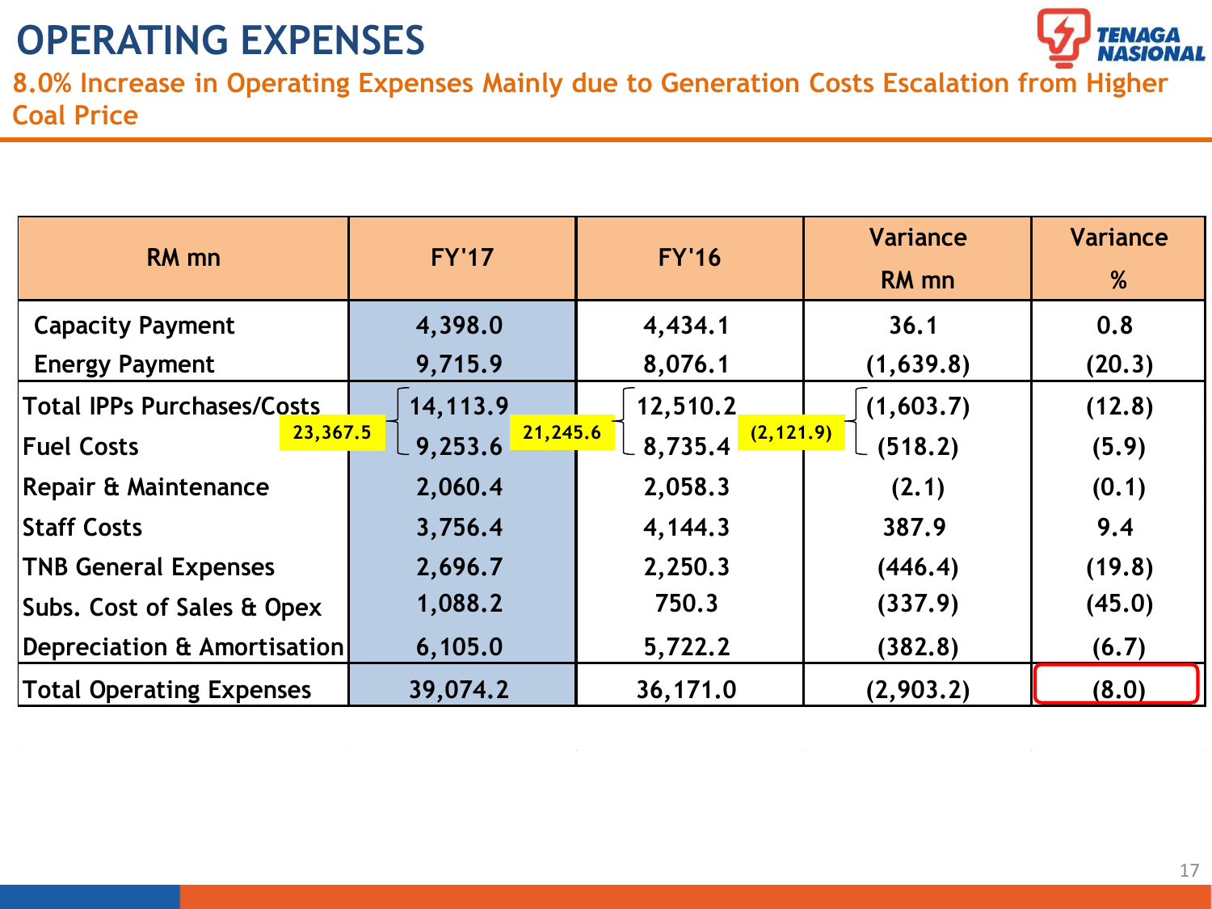# OPERATING EXPENSES

## 8.0% Increase in Operating Expenses Mainly due to Generation Costs Escalation from Higher Coal Price

| RM mn | FY'17 | FY'16 | Variance RM mn | Variance % |
|---|---|---|---|---|
| Capacity Payment | 4,398.0 | 4,434.1 | 36.1 | 0.8 |
| Energy Payment | 9,715.9 | 8,076.1 | (1,639.8) | (20.3) |
| Total IPPs Purchases/Costs | 14,113.9 | 12,510.2 | (1,603.7) | (12.8) |
| Fuel Costs | 9,253.6 | 8,735.4 | (518.2) | (5.9) |
| *Total IPPs Purchases/Costs + Fuel Costs* | *23,367.5* | *21,245.6* | *(2,121.9)* | |
| Repair & Maintenance | 2,060.4 | 2,058.3 | (2.1) | (0.1) |
| Staff Costs | 3,756.4 | 4,144.3 | 387.9 | 9.4 |
| TNB General Expenses | 2,696.7 | 2,250.3 | (446.4) | (19.8) |
| Subs. Cost of Sales & Opex | 1,088.2 | 750.3 | (337.9) | (45.0) |
| Depreciation & Amortisation | 6,105.0 | 5,722.2 | (382.8) | (6.7) |
| Total Operating Expenses | 39,074.2 | 36,171.0 | (2,903.2) | (8.0) |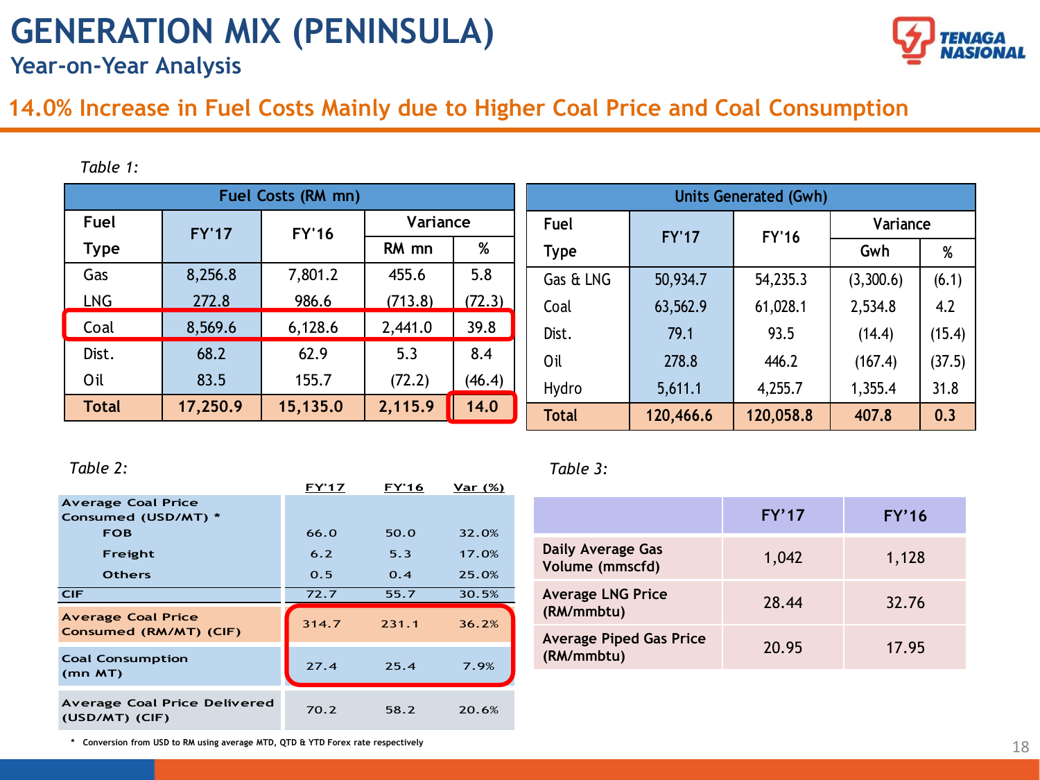# GENERATION MIX (PENINSULA)

## Year-on-Year Analysis

### 14.0% Increase in Fuel Costs Mainly due to Higher Coal Price and Coal Consumption

*Table 1:*

| Fuel Costs (RM mn) | | | | |
|---|---|---|---|---|
| **Fuel Type** | **FY'17** | **FY'16** | **Variance RM mn** | **Variance %** |
| Gas | 8,256.8 | 7,801.2 | 455.6 | 5.8 |
| LNG | 272.8 | 986.6 | (713.8) | (72.3) |
| Coal | 8,569.6 | 6,128.6 | 2,441.0 | 39.8 |
| Dist. | 68.2 | 62.9 | 5.3 | 8.4 |
| Oil | 83.5 | 155.7 | (72.2) | (46.4) |
| **Total** | **17,250.9** | **15,135.0** | **2,115.9** | **14.0** |

| Units Generated (Gwh) | | | | |
|---|---|---|---|---|
| **Fuel Type** | **FY'17** | **FY'16** | **Variance Gwh** | **Variance %** |
| Gas & LNG | 50,934.7 | 54,235.3 | (3,300.6) | (6.1) |
| Coal | 63,562.9 | 61,028.1 | 2,534.8 | 4.2 |
| Dist. | 79.1 | 93.5 | (14.4) | (15.4) |
| Oil | 278.8 | 446.2 | (167.4) | (37.5) |
| Hydro | 5,611.1 | 4,255.7 | 1,355.4 | 31.8 |
| **Total** | **120,466.6** | **120,058.8** | **407.8** | **0.3** |

*Table 2:*

| | FY'17 | FY'16 | Var (%) |
|---|---|---|---|
| Average Coal Price Consumed (USD/MT) * | | | |
| FOB | 66.0 | 50.0 | 32.0% |
| Freight | 6.2 | 5.3 | 17.0% |
| Others | 0.5 | 0.4 | 25.0% |
| CIF | 72.7 | 55.7 | 30.5% |
| Average Coal Price Consumed (RM/MT) (CIF) | 314.7 | 231.1 | 36.2% |
| Coal Consumption (mn MT) | 27.4 | 25.4 | 7.9% |
| Average Coal Price Delivered (USD/MT) (CIF) | 70.2 | 58.2 | 20.6% |

\* Conversion from USD to RM using average MTD, QTD & YTD Forex rate respectively

*Table 3:*

| | FY'17 | FY'16 |
|---|---|---|
| Daily Average Gas Volume (mmscfd) | 1,042 | 1,128 |
| Average LNG Price (RM/mmbtu) | 28.44 | 32.76 |
| Average Piped Gas Price (RM/mmbtu) | 20.95 | 17.95 |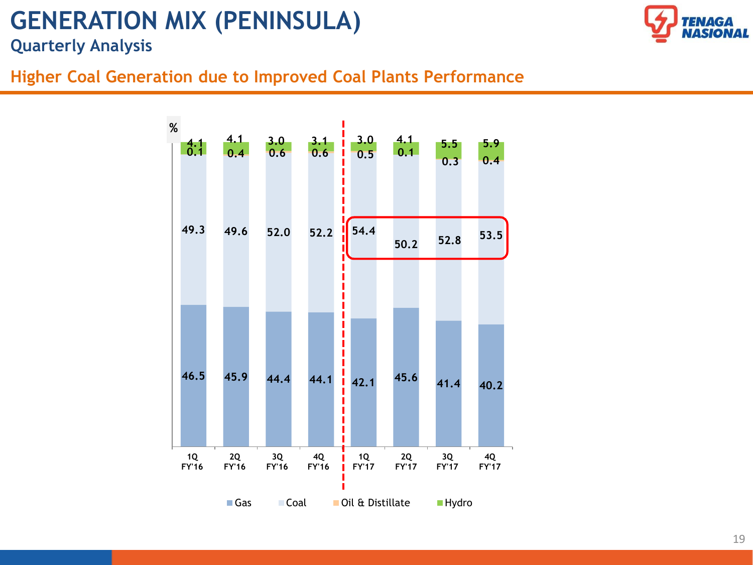# GENERATION MIX (PENINSULA)

## Quarterly Analysis

### Higher Coal Generation due to Improved Coal Plants Performance

| % | 1Q FY'16 | 2Q FY'16 | 3Q FY'16 | 4Q FY'16 | 1Q FY'17 | 2Q FY'17 | 3Q FY'17 | 4Q FY'17 |
|---|---|---|---|---|---|---|---|---|
| Hydro | 4.1 | 4.1 | 3.0 | 3.1 | 3.0 | 4.1 | 5.5 | 5.9 |
| Oil & Distillate | 0.1 | 0.4 | 0.6 | 0.6 | 0.5 | 0.1 | 0.3 | 0.4 |
| Coal | 49.3 | 49.6 | 52.0 | 52.2 | 54.4 | 50.2 | 52.8 | 53.5 |
| Gas | 46.5 | 45.9 | 44.4 | 44.1 | 42.1 | 45.6 | 41.4 | 40.2 |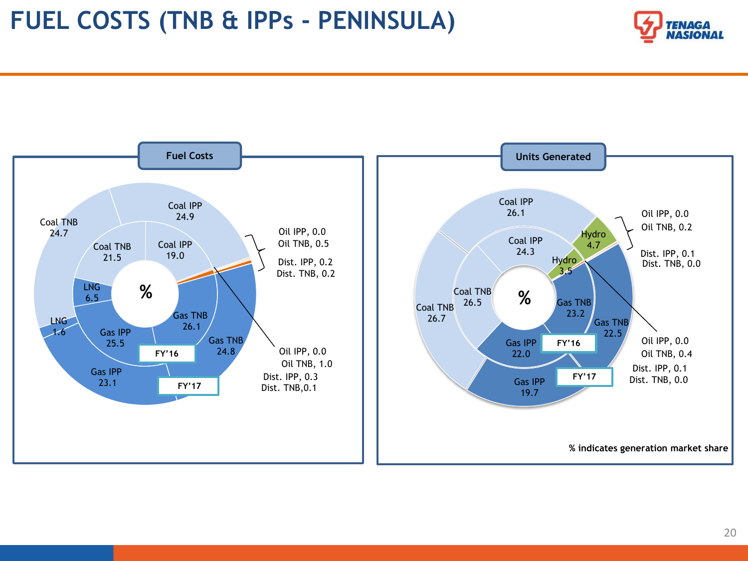# FUEL COSTS (TNB & IPPs - PENINSULA)

## Fuel Costs

| % | FY'16 | FY'17 |
|---|---|---|
| Coal IPP | 19.0 | 24.9 |
| Coal TNB | 21.5 | 24.7 |
| LNG | 6.5 | 1.6 |
| Gas IPP | 25.5 | 23.1 |
| Gas TNB | 26.1 | 24.8 |
| Oil IPP | 0.0 | 0.0 |
| Oil TNB | 1.0 | 0.5 |
| Dist. IPP | 0.3 | 0.2 |
| Dist. TNB | 0.1 | 0.2 |

## Units Generated

| % | FY'16 | FY'17 |
|---|---|---|
| Coal IPP | 24.3 | 26.1 |
| Coal TNB | 26.5 | 26.7 |
| Hydro | 3.5 | 4.7 |
| Gas TNB | 23.2 | 22.5 |
| Gas IPP | 22.0 | 19.7 |
| Oil IPP | 0.0 | 0.0 |
| Oil TNB | 0.4 | 0.2 |
| Dist. IPP | 0.1 | 0.1 |
| Dist. TNB | 0.0 | 0.0 |

**% indicates generation market share**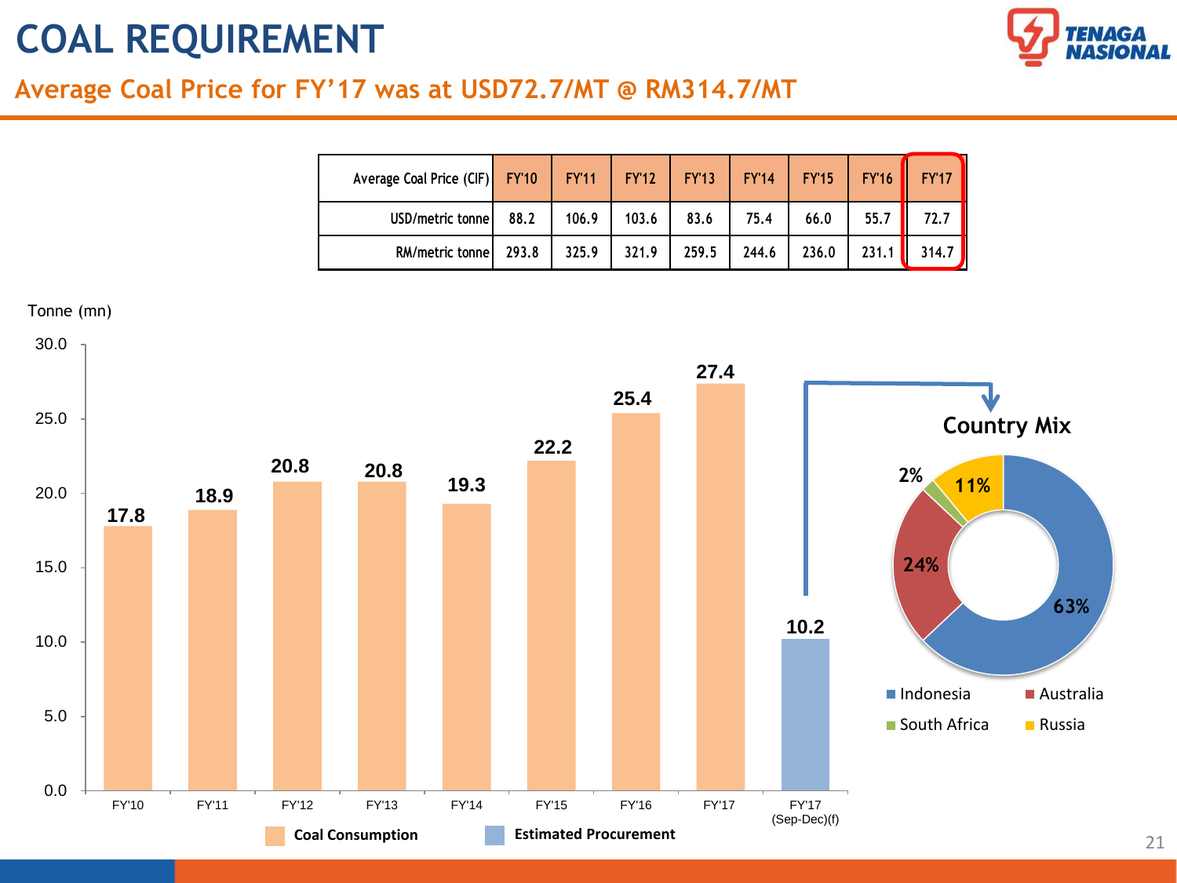# COAL REQUIREMENT

## Average Coal Price for FY’17 was at USD72.7/MT @ RM314.7/MT

| Average Coal Price (CIF) | FY'10 | FY'11 | FY'12 | FY'13 | FY'14 | FY'15 | FY'16 | FY'17 |
|---|---|---|---|---|---|---|---|---|
| USD/metric tonne | 88.2 | 106.9 | 103.6 | 83.6 | 75.4 | 66.0 | 55.7 | 72.7 |
| RM/metric tonne | 293.8 | 325.9 | 321.9 | 259.5 | 244.6 | 236.0 | 231.1 | 314.7 |

Tonne (mn)

| | Coal Consumption | Estimated Procurement |
|---|---|---|
| FY'10 | 17.8 | |
| FY'11 | 18.9 | |
| FY'12 | 20.8 | |
| FY'13 | 20.8 | |
| FY'14 | 19.3 | |
| FY'15 | 22.2 | |
| FY'16 | 25.4 | |
| FY'17 | 27.4 | |
| FY'17 (Sep-Dec)(f) | | 10.2 |

**Country Mix**

| Country | Share |
|---|---|
| Indonesia | 63% |
| Australia | 24% |
| South Africa | 2% |
| Russia | 11% |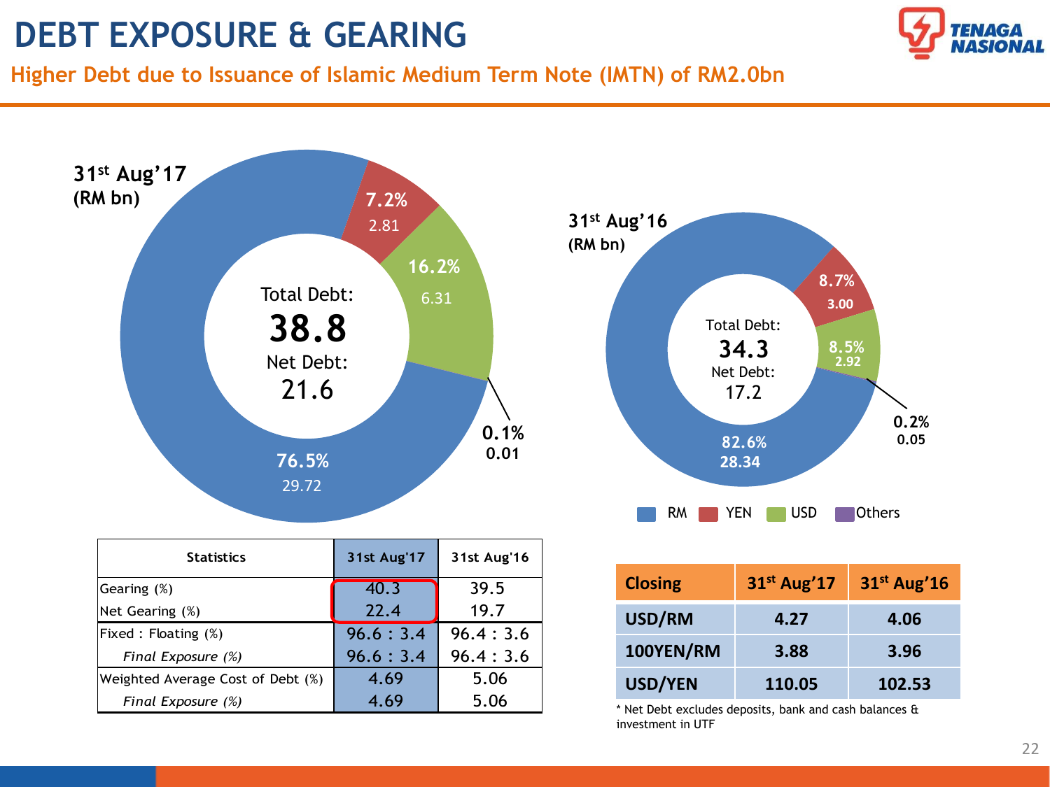# DEBT EXPOSURE & GEARING

## Higher Debt due to Issuance of Islamic Medium Term Note (IMTN) of RM2.0bn

**31st Aug'17 (RM bn)**

Total Debt: **38.8**
Net Debt: 21.6

- RM: 76.5% (29.72)
- YEN: 7.2% (2.81)
- USD: 16.2% (6.31)
- Others: 0.1% (0.01)

**31st Aug'16 (RM bn)**

Total Debt: **34.3**
Net Debt: 17.2

- RM: 82.6% (28.34)
- YEN: 8.7% (3.00)
- USD: 8.5% (2.92)
- Others: 0.2% (0.05)

RM | YEN | USD | Others

| Statistics | 31st Aug'17 | 31st Aug'16 |
|---|---|---|
| Gearing (%) | 40.3 | 39.5 |
| Net Gearing (%) | 22.4 | 19.7 |
| Fixed : Floating (%) | 96.6 : 3.4 | 96.4 : 3.6 |
| *Final Exposure (%)* | 96.6 : 3.4 | 96.4 : 3.6 |
| Weighted Average Cost of Debt (%) | 4.69 | 5.06 |
| *Final Exposure (%)* | 4.69 | 5.06 |

| Closing | 31st Aug'17 | 31st Aug'16 |
|---|---|---|
| USD/RM | 4.27 | 4.06 |
| 100YEN/RM | 3.88 | 3.96 |
| USD/YEN | 110.05 | 102.53 |

* Net Debt excludes deposits, bank and cash balances & investment in UTF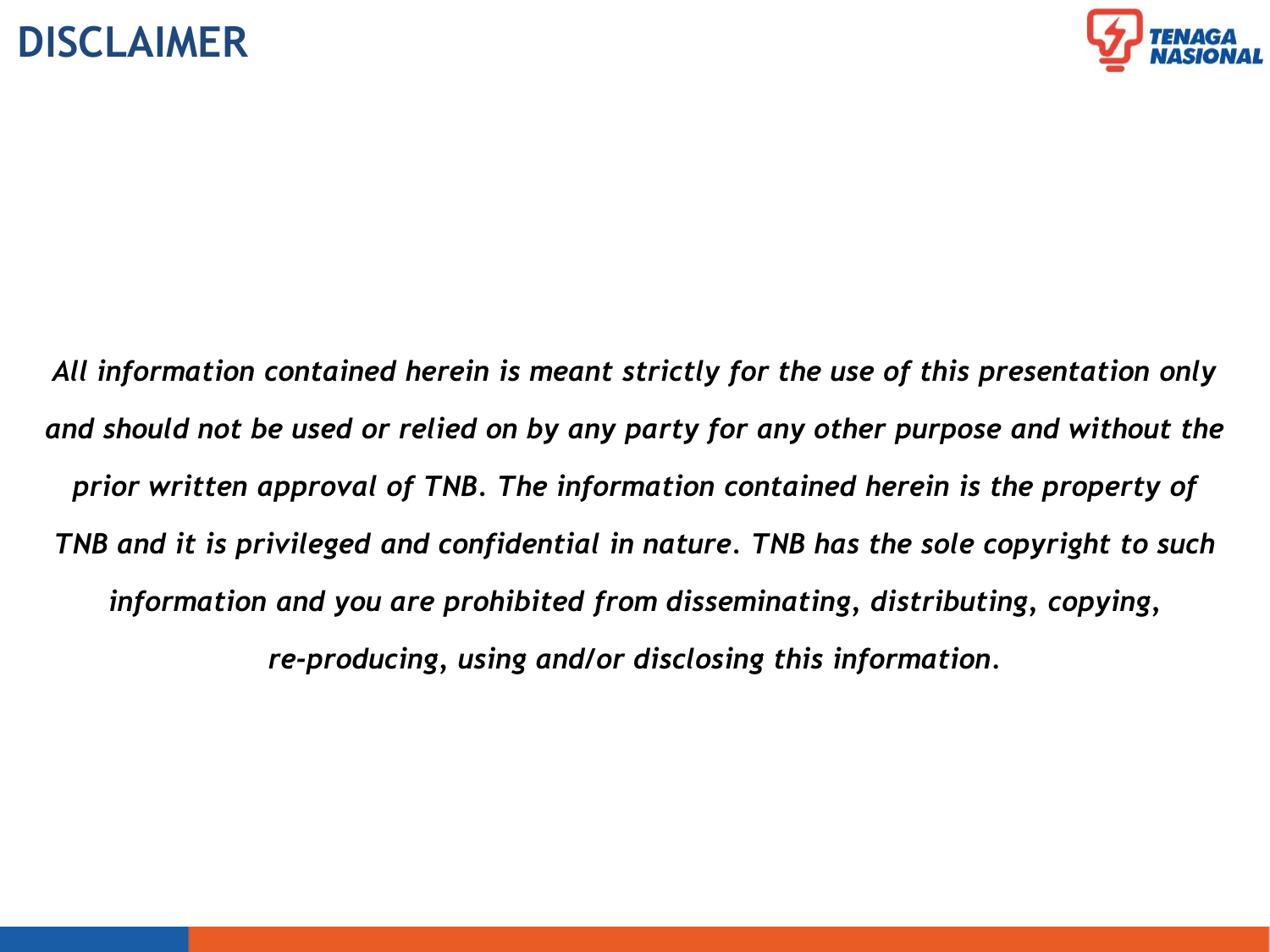# DISCLAIMER

*All information contained herein is meant strictly for the use of this presentation only and should not be used or relied on by any party for any other purpose and without the prior written approval of TNB. The information contained herein is the property of TNB and it is privileged and confidential in nature. TNB has the sole copyright to such information and you are prohibited from disseminating, distributing, copying, re-producing, using and/or disclosing this information.*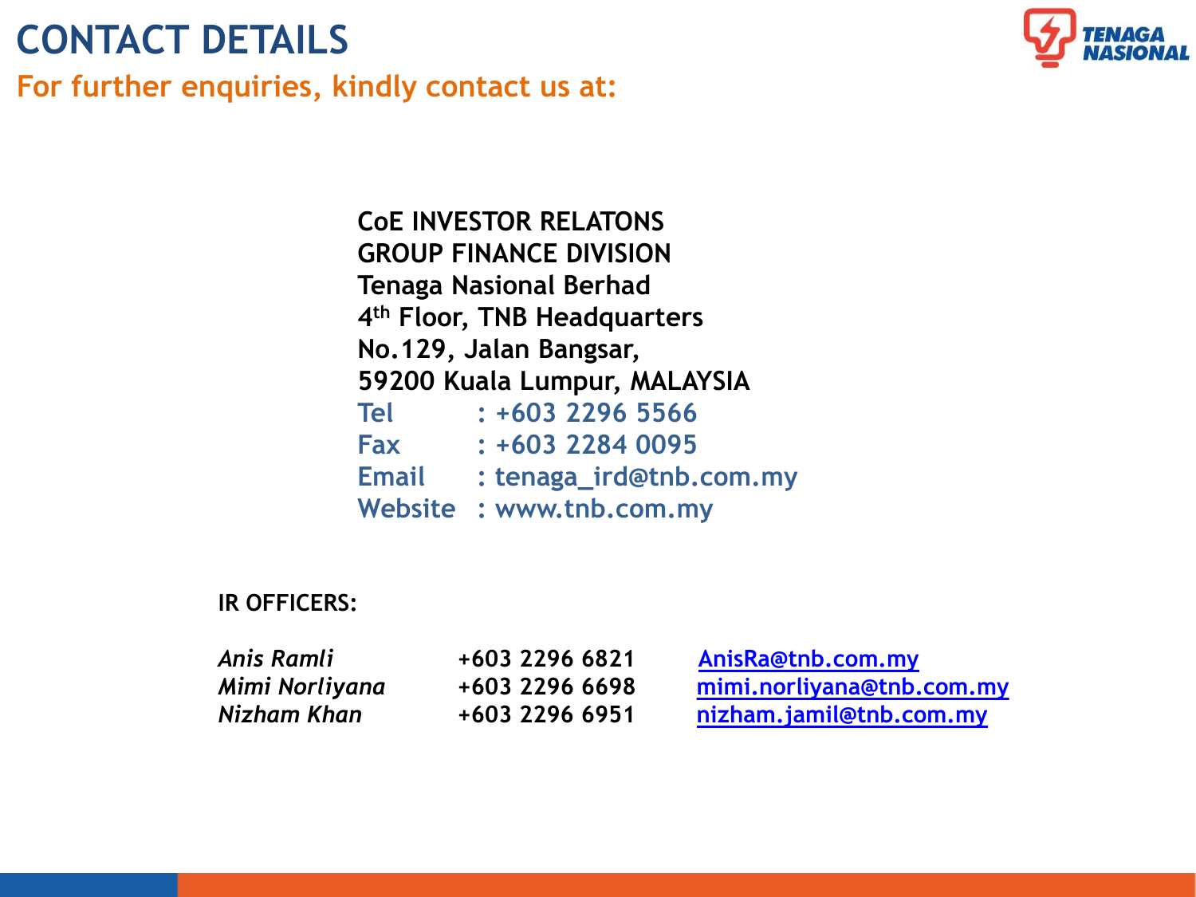# CONTACT DETAILS

**For further enquiries, kindly contact us at:**

**CoE INVESTOR RELATONS**
**GROUP FINANCE DIVISION**
**Tenaga Nasional Berhad**
**4th Floor, TNB Headquarters**
**No.129, Jalan Bangsar,**
**59200 Kuala Lumpur, MALAYSIA**

**Tel : +603 2296 5566**
**Fax : +603 2284 0095**
**Email : tenaga_ird@tnb.com.my**
**Website : www.tnb.com.my**

**IR OFFICERS:**

| | | |
|---|---|---|
| *Anis Ramli* | +603 2296 6821 | AnisRa@tnb.com.my |
| *Mimi Norliyana* | +603 2296 6698 | mimi.norliyana@tnb.com.my |
| *Nizham Khan* | +603 2296 6951 | nizham.jamil@tnb.com.my |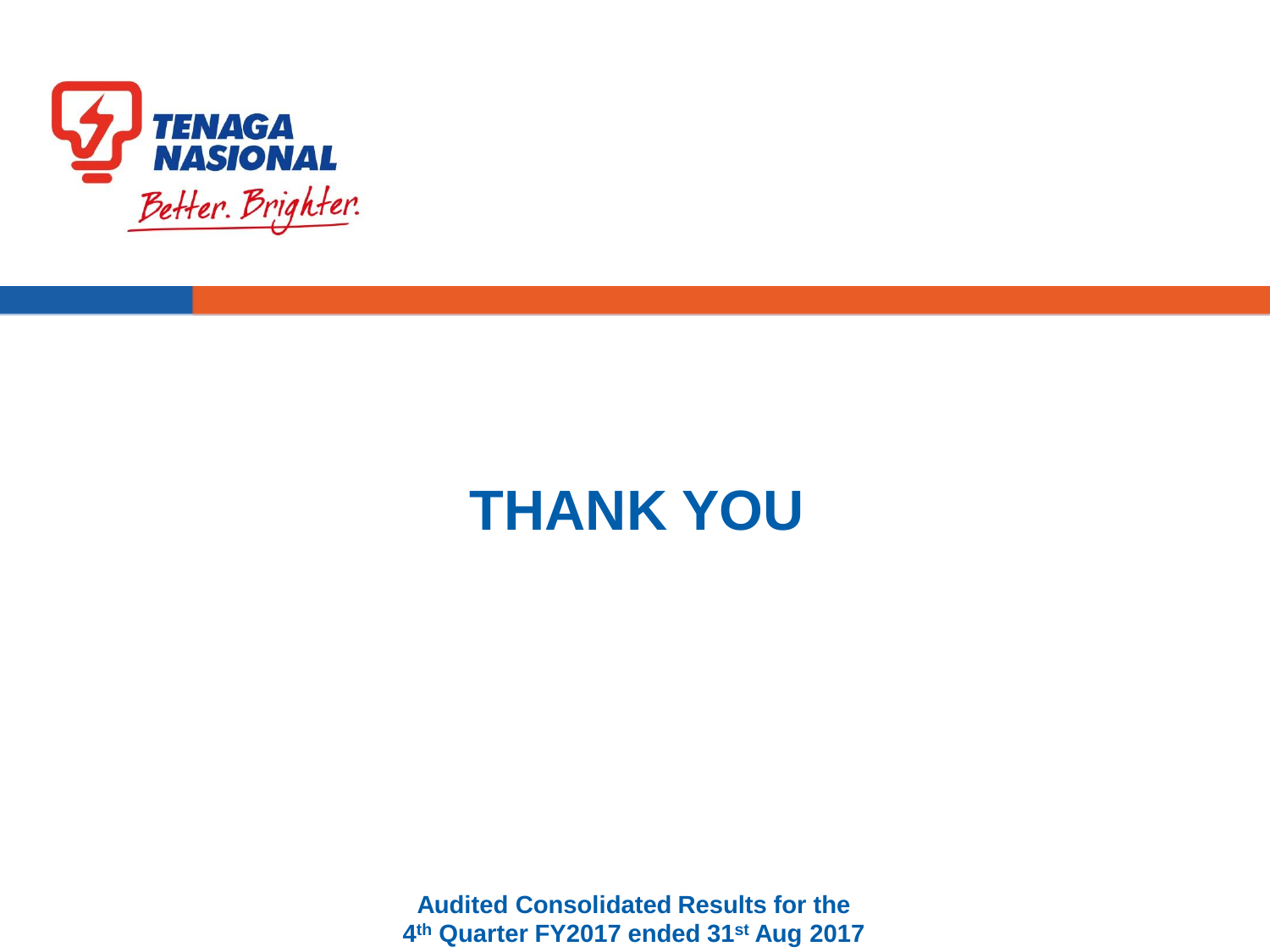TENAGA NASIONAL

Better. Brighter.

# THANK YOU

**Audited Consolidated Results for the**
**4th Quarter FY2017 ended 31st Aug 2017**